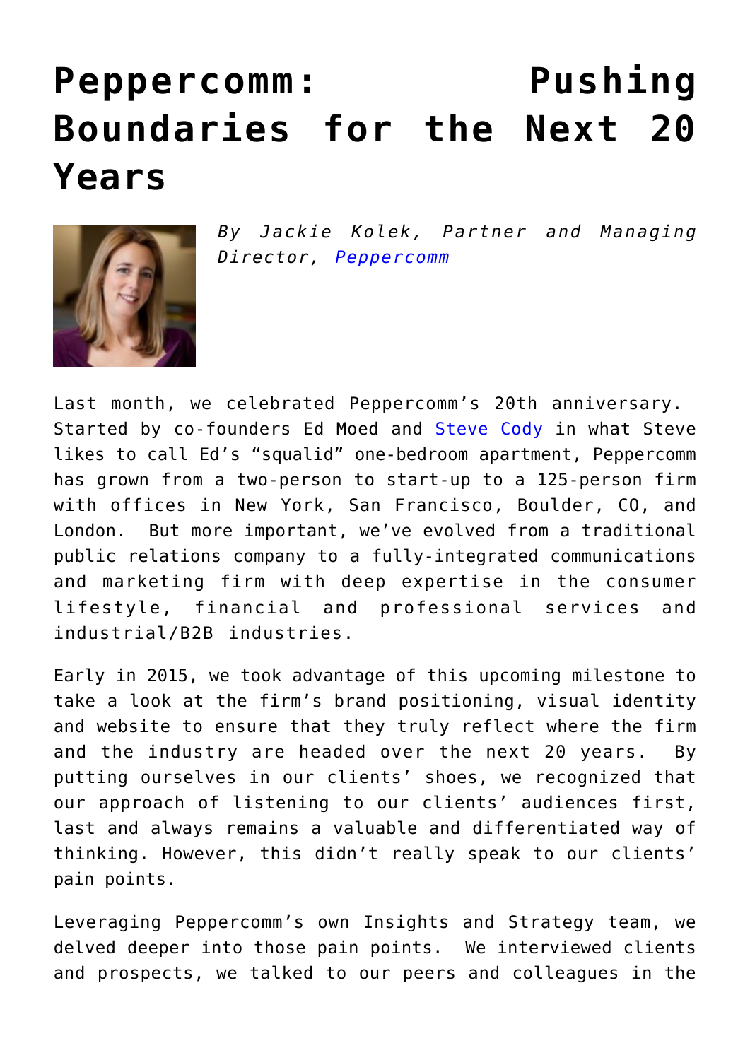# Peppercomm: Pushing Boundaries for the Next 20 Years

*By Jackie Kolek, Partner and Managing Director, Peppercomm*

Last month, we celebrated Peppercomm's 20th anniversary. Started by co-founders Ed Moed and Steve Cody in what Steve likes to call Ed's "squalid" one-bedroom apartment, Peppercomm has grown from a two-person to start-up to a 125-person firm with offices in New York, San Francisco, Boulder, CO, and London. But more important, we've evolved from a traditional public relations company to a fully-integrated communications and marketing firm with deep expertise in the consumer lifestyle, financial and professional services and industrial/B2B industries.

Early in 2015, we took advantage of this upcoming milestone to take a look at the firm's brand positioning, visual identity and website to ensure that they truly reflect where the firm and the industry are headed over the next 20 years. By putting ourselves in our clients' shoes, we recognized that our approach of listening to our clients' audiences first, last and always remains a valuable and differentiated way of thinking. However, this didn't really speak to our clients' pain points.

Leveraging Peppercomm's own Insights and Strategy team, we delved deeper into those pain points. We interviewed clients and prospects, we talked to our peers and colleagues in the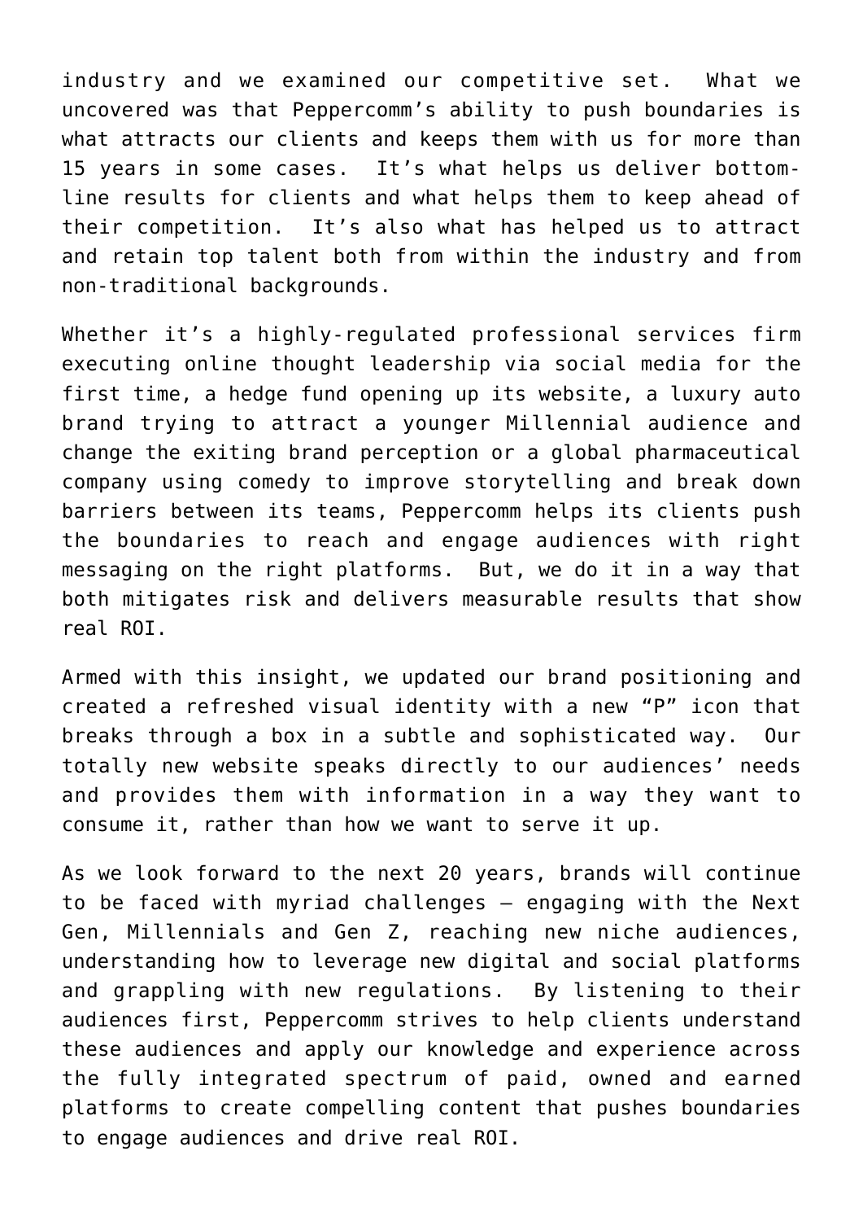industry and we examined our competitive set. What we uncovered was that Peppercomm's ability to push boundaries is what attracts our clients and keeps them with us for more than 15 years in some cases. It's what helps us deliver bottom-line results for clients and what helps them to keep ahead of their competition. It's also what has helped us to attract and retain top talent both from within the industry and from non-traditional backgrounds.

Whether it's a highly-regulated professional services firm executing online thought leadership via social media for the first time, a hedge fund opening up its website, a luxury auto brand trying to attract a younger Millennial audience and change the exiting brand perception or a global pharmaceutical company using comedy to improve storytelling and break down barriers between its teams, Peppercomm helps its clients push the boundaries to reach and engage audiences with right messaging on the right platforms. But, we do it in a way that both mitigates risk and delivers measurable results that show real ROI.

Armed with this insight, we updated our brand positioning and created a refreshed visual identity with a new "P" icon that breaks through a box in a subtle and sophisticated way. Our totally new website speaks directly to our audiences' needs and provides them with information in a way they want to consume it, rather than how we want to serve it up.

As we look forward to the next 20 years, brands will continue to be faced with myriad challenges – engaging with the Next Gen, Millennials and Gen Z, reaching new niche audiences, understanding how to leverage new digital and social platforms and grappling with new regulations. By listening to their audiences first, Peppercomm strives to help clients understand these audiences and apply our knowledge and experience across the fully integrated spectrum of paid, owned and earned platforms to create compelling content that pushes boundaries to engage audiences and drive real ROI.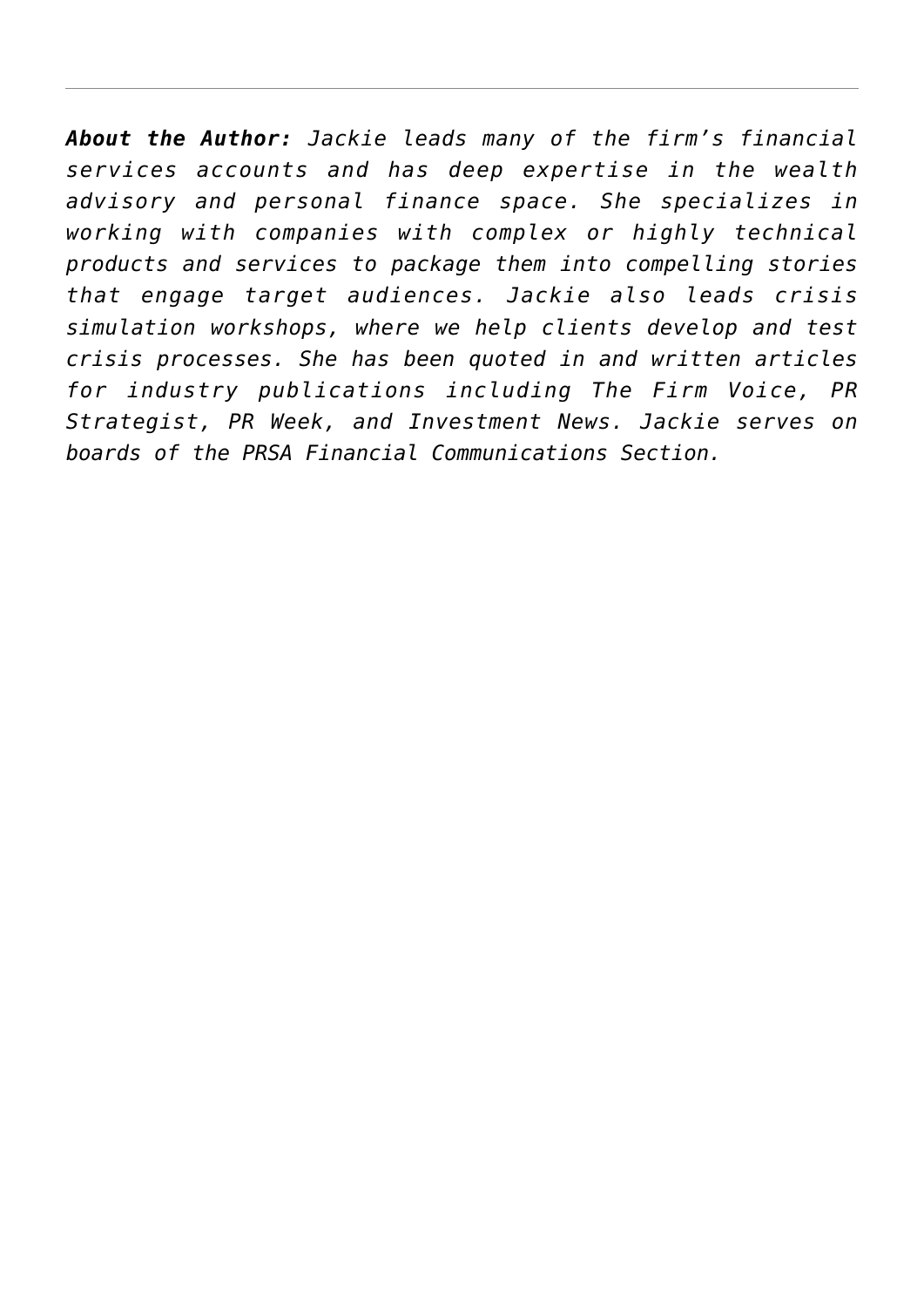---

***About the Author:** Jackie leads many of the firm's financial services accounts and has deep expertise in the wealth advisory and personal finance space. She specializes in working with companies with complex or highly technical products and services to package them into compelling stories that engage target audiences. Jackie also leads crisis simulation workshops, where we help clients develop and test crisis processes. She has been quoted in and written articles for industry publications including The Firm Voice, PR Strategist, PR Week, and Investment News. Jackie serves on boards of the PRSA Financial Communications Section.*